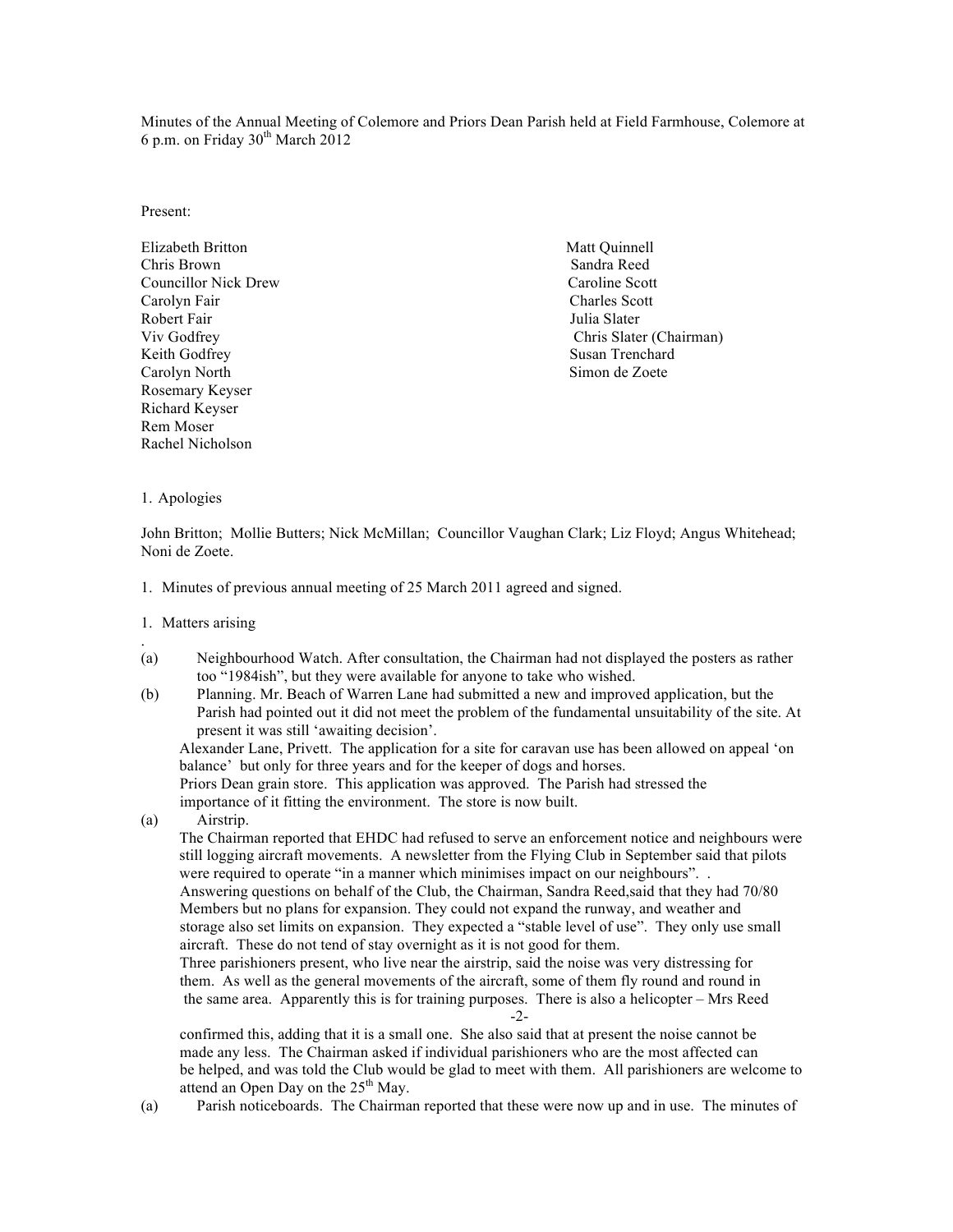Minutes of the Annual Meeting of Colemore and Priors Dean Parish held at Field Farmhouse, Colemore at 6 p.m. on Friday 30th March 2012

Present:

Elizabeth Britton
Chris Brown
Councillor Nick Drew
Carolyn Fair
Robert Fair
Viv Godfrey
Keith Godfrey
Carolyn North
Rosemary Keyser
Richard Keyser
Rem Moser
Rachel Nicholson
Matt Quinnell
Sandra Reed
Caroline Scott
Charles Scott
Julia Slater
Chris Slater (Chairman)
Susan Trenchard
Simon de Zoete

1. Apologies

John Britton; Mollie Butters; Nick McMillan; Councillor Vaughan Clark; Liz Floyd; Angus Whitehead; Noni de Zoete.

1. Minutes of previous annual meeting of 25 March 2011 agreed and signed.

1. Matters arising

.

(a) Neighbourhood Watch. After consultation, the Chairman had not displayed the posters as rather too "1984ish", but they were available for anyone to take who wished.

(b) Planning. Mr. Beach of Warren Lane had submitted a new and improved application, but the Parish had pointed out it did not meet the problem of the fundamental unsuitability of the site. At present it was still 'awaiting decision'.
Alexander Lane, Privett. The application for a site for caravan use has been allowed on appeal 'on balance' but only for three years and for the keeper of dogs and horses.
Priors Dean grain store. This application was approved. The Parish had stressed the importance of it fitting the environment. The store is now built.

(a) Airstrip.
The Chairman reported that EHDC had refused to serve an enforcement notice and neighbours were still logging aircraft movements. A newsletter from the Flying Club in September said that pilots were required to operate "in a manner which minimises impact on our neighbours". .
Answering questions on behalf of the Club, the Chairman, Sandra Reed,said that they had 70/80 Members but no plans for expansion. They could not expand the runway, and weather and storage also set limits on expansion. They expected a "stable level of use". They only use small aircraft. These do not tend of stay overnight as it is not good for them.
Three parishioners present, who live near the airstrip, said the noise was very distressing for them. As well as the general movements of the aircraft, some of them fly round and round in the same area. Apparently this is for training purposes. There is also a helicopter – Mrs Reed confirmed this, adding that it is a small one. She also said that at present the noise cannot be made any less. The Chairman asked if individual parishioners who are the most affected can be helped, and was told the Club would be glad to meet with them. All parishioners are welcome to attend an Open Day on the 25th May.

(a) Parish noticeboards. The Chairman reported that these were now up and in use. The minutes of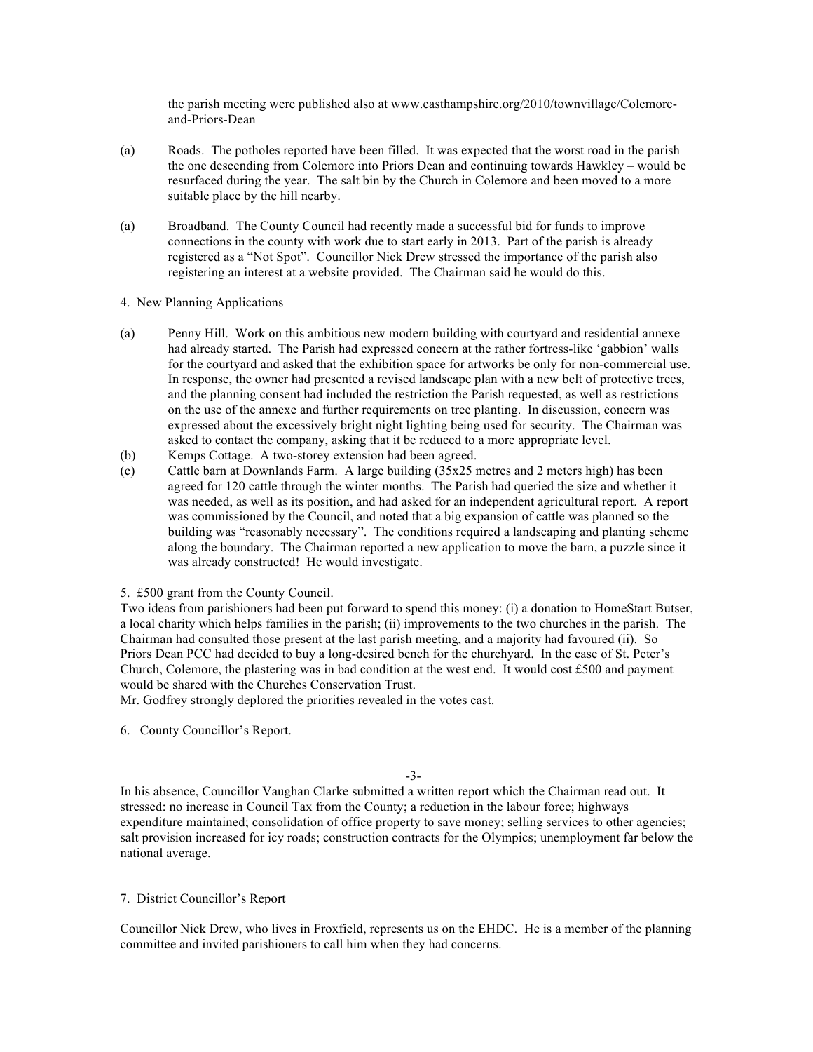the parish meeting were published also at www.easthampshire.org/2010/townvillage/Colemore-and-Priors-Dean

(a) Roads. The potholes reported have been filled. It was expected that the worst road in the parish – the one descending from Colemore into Priors Dean and continuing towards Hawkley – would be resurfaced during the year. The salt bin by the Church in Colemore and been moved to a more suitable place by the hill nearby.

(a) Broadband. The County Council had recently made a successful bid for funds to improve connections in the county with work due to start early in 2013. Part of the parish is already registered as a "Not Spot". Councillor Nick Drew stressed the importance of the parish also registering an interest at a website provided. The Chairman said he would do this.

4. New Planning Applications

(a) Penny Hill. Work on this ambitious new modern building with courtyard and residential annexe had already started. The Parish had expressed concern at the rather fortress-like 'gabbion' walls for the courtyard and asked that the exhibition space for artworks be only for non-commercial use. In response, the owner had presented a revised landscape plan with a new belt of protective trees, and the planning consent had included the restriction the Parish requested, as well as restrictions on the use of the annexe and further requirements on tree planting. In discussion, concern was expressed about the excessively bright night lighting being used for security. The Chairman was asked to contact the company, asking that it be reduced to a more appropriate level.

(b) Kemps Cottage. A two-storey extension had been agreed.

(c) Cattle barn at Downlands Farm. A large building (35x25 metres and 2 meters high) has been agreed for 120 cattle through the winter months. The Parish had queried the size and whether it was needed, as well as its position, and had asked for an independent agricultural report. A report was commissioned by the Council, and noted that a big expansion of cattle was planned so the building was "reasonably necessary". The conditions required a landscaping and planting scheme along the boundary. The Chairman reported a new application to move the barn, a puzzle since it was already constructed! He would investigate.

5. £500 grant from the County Council.

Two ideas from parishioners had been put forward to spend this money: (i) a donation to HomeStart Butser, a local charity which helps families in the parish; (ii) improvements to the two churches in the parish. The Chairman had consulted those present at the last parish meeting, and a majority had favoured (ii). So Priors Dean PCC had decided to buy a long-desired bench for the churchyard. In the case of St. Peter's Church, Colemore, the plastering was in bad condition at the west end. It would cost £500 and payment would be shared with the Churches Conservation Trust.

Mr. Godfrey strongly deplored the priorities revealed in the votes cast.

6. County Councillor's Report.

In his absence, Councillor Vaughan Clarke submitted a written report which the Chairman read out. It stressed: no increase in Council Tax from the County; a reduction in the labour force; highways expenditure maintained; consolidation of office property to save money; selling services to other agencies; salt provision increased for icy roads; construction contracts for the Olympics; unemployment far below the national average.

7. District Councillor's Report

Councillor Nick Drew, who lives in Froxfield, represents us on the EHDC. He is a member of the planning committee and invited parishioners to call him when they had concerns.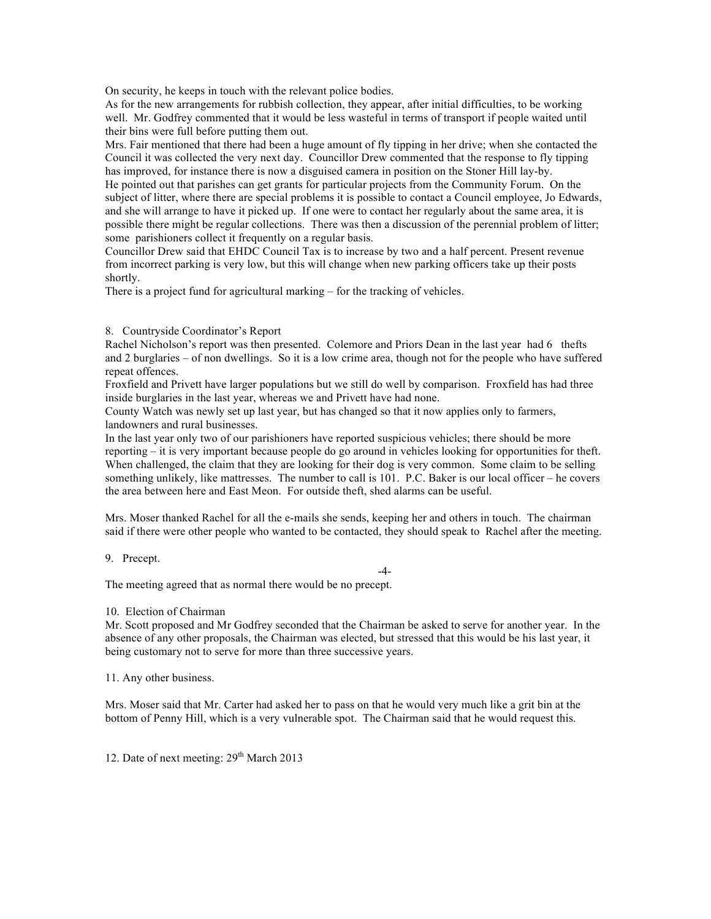On security, he keeps in touch with the relevant police bodies.
As for the new arrangements for rubbish collection, they appear, after initial difficulties, to be working well. Mr. Godfrey commented that it would be less wasteful in terms of transport if people waited until their bins were full before putting them out.
Mrs. Fair mentioned that there had been a huge amount of fly tipping in her drive; when she contacted the Council it was collected the very next day. Councillor Drew commented that the response to fly tipping has improved, for instance there is now a disguised camera in position on the Stoner Hill lay-by.
He pointed out that parishes can get grants for particular projects from the Community Forum. On the subject of litter, where there are special problems it is possible to contact a Council employee, Jo Edwards, and she will arrange to have it picked up. If one were to contact her regularly about the same area, it is possible there might be regular collections. There was then a discussion of the perennial problem of litter; some parishioners collect it frequently on a regular basis.
Councillor Drew said that EHDC Council Tax is to increase by two and a half percent. Present revenue from incorrect parking is very low, but this will change when new parking officers take up their posts shortly.
There is a project fund for agricultural marking – for the tracking of vehicles.

8. Countryside Coordinator's Report

Rachel Nicholson's report was then presented. Colemore and Priors Dean in the last year had 6 thefts and 2 burglaries – of non dwellings. So it is a low crime area, though not for the people who have suffered repeat offences.
Froxfield and Privett have larger populations but we still do well by comparison. Froxfield has had three inside burglaries in the last year, whereas we and Privett have had none.
County Watch was newly set up last year, but has changed so that it now applies only to farmers, landowners and rural businesses.
In the last year only two of our parishioners have reported suspicious vehicles; there should be more reporting – it is very important because people do go around in vehicles looking for opportunities for theft. When challenged, the claim that they are looking for their dog is very common. Some claim to be selling something unlikely, like mattresses. The number to call is 101. P.C. Baker is our local officer – he covers the area between here and East Meon. For outside theft, shed alarms can be useful.

Mrs. Moser thanked Rachel for all the e-mails she sends, keeping her and others in touch. The chairman said if there were other people who wanted to be contacted, they should speak to Rachel after the meeting.

9. Precept.

The meeting agreed that as normal there would be no precept.

10. Election of Chairman

Mr. Scott proposed and Mr Godfrey seconded that the Chairman be asked to serve for another year. In the absence of any other proposals, the Chairman was elected, but stressed that this would be his last year, it being customary not to serve for more than three successive years.

11. Any other business.

Mrs. Moser said that Mr. Carter had asked her to pass on that he would very much like a grit bin at the bottom of Penny Hill, which is a very vulnerable spot. The Chairman said that he would request this.

12. Date of next meeting: 29th March 2013